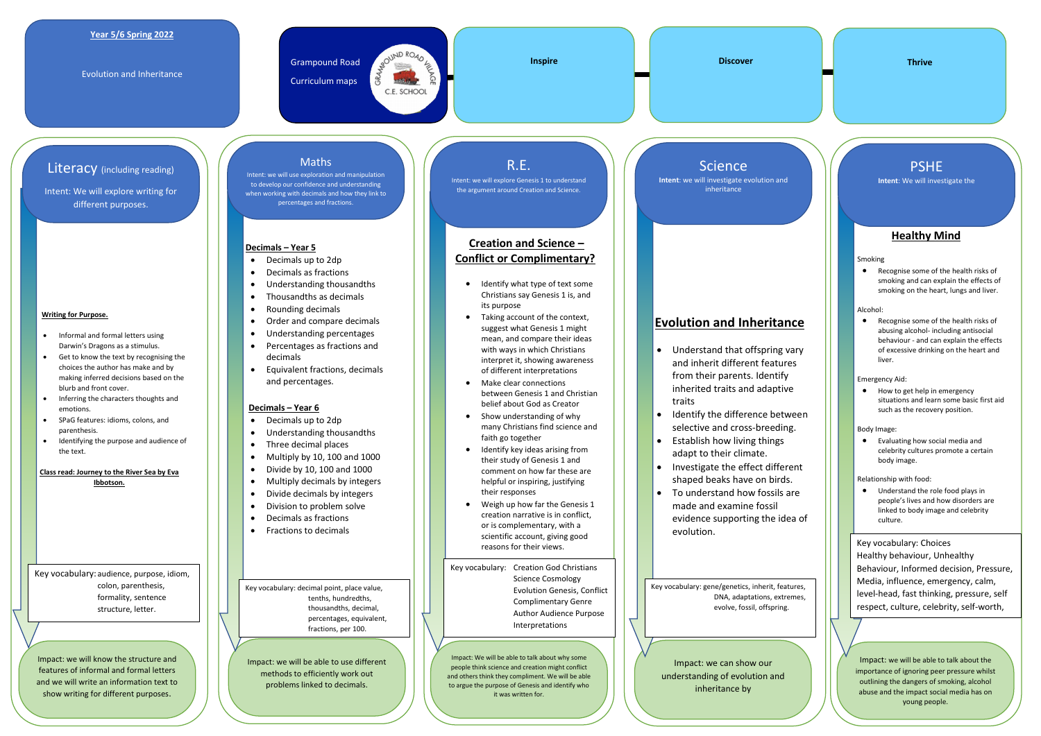**Year 5/6 Spring 2022**

Evolution and Inheritance

Grampound Road Curriculum maps

Inspire

Discover

Thrive

## Literacy (including reading)

Intent: We will explore writing for different purposes.

**Writing for Purpose.**

- Informal and formal letters using Darwin's Dragons as a stimulus.
- Get to know the text by recognising the choices the author has make and by making inferred decisions based on the blurb and front cover.
- Inferring the characters thoughts and emotions.
- SPaG features: idioms, colons, and parenthesis.
- Identifying the purpose and audience of the text.

**Class read: Journey to the River Sea by Eva Ibbotson.**

Key vocabulary: audience, purpose, idiom, colon, parenthesis, formality, sentence structure, letter.

Impact: we will know the structure and features of informal and formal letters and we will write an information text to show writing for different purposes.

## Maths

Intent: we will use exploration and manipulation to develop our confidence and understanding when working with decimals and how they link to percentages and fractions.

**Decimals – Year 5**

- Decimals up to 2dp
- Decimals as fractions
- Understanding thousandths
- Thousandths as decimals
- Rounding decimals
- Order and compare decimals
- Understanding percentages
- Percentages as fractions and decimals
- Equivalent fractions, decimals and percentages.

**Decimals – Year 6**

- Decimals up to 2dp
- Understanding thousandths
- Three decimal places
- Multiply by 10, 100 and 1000
- Divide by 10, 100 and 1000
- Multiply decimals by integers
- Divide decimals by integers
- Division to problem solve
- Decimals as fractions
- Fractions to decimals

Key vocabulary: decimal point, place value, tenths, hundredths, thousandths, decimal, percentages, equivalent, fractions, per 100.

Impact: we will be able to use different methods to efficiently work out problems linked to decimals.

## R.E.

Intent: we will explore Genesis 1 to understand the argument around Creation and Science.

**Creation and Science – Conflict or Complimentary?**

- Identify what type of text some Christians say Genesis 1 is, and its purpose
- Taking account of the context, suggest what Genesis 1 might mean, and compare their ideas with ways in which Christians interpret it, showing awareness of different interpretations
- Make clear connections between Genesis 1 and Christian belief about God as Creator
- Show understanding of why many Christians find science and faith go together
- Identify key ideas arising from their study of Genesis 1 and comment on how far these are helpful or inspiring, justifying their responses
- Weigh up how far the Genesis 1 creation narrative is in conflict, or is complementary, with a scientific account, giving good reasons for their views.

Key vocabulary: Creation God Christians Science Cosmology Evolution Genesis, Conflict Complimentary Genre Author Audience Purpose Interpretations

Impact: We will be able to talk about why some people think science and creation might conflict and others think they compliment. We will be able to argue the purpose of Genesis and identify who it was written for.

## Science

**Intent**: we will investigate evolution and inheritance

**Evolution and Inheritance**

- Understand that offspring vary and inherit different features from their parents. Identify inherited traits and adaptive traits
- Identify the difference between selective and cross-breeding.
- Establish how living things adapt to their climate.
- Investigate the effect different shaped beaks have on birds.
- To understand how fossils are made and examine fossil evidence supporting the idea of evolution.

Key vocabulary: gene/genetics, inherit, features, DNA, adaptations, extremes, evolve, fossil, offspring.

Impact: we can show our understanding of evolution and inheritance by

## PSHE

**Intent**: We will investigate the

**Healthy Mind**

Smoking

- Recognise some of the health risks of smoking and can explain the effects of smoking on the heart, lungs and liver.

Alcohol:

- Recognise some of the health risks of abusing alcohol- including antisocial behaviour - and can explain the effects of excessive drinking on the heart and liver.

Emergency Aid:

- How to get help in emergency situations and learn some basic first aid such as the recovery position.

Body Image:

- Evaluating how social media and celebrity cultures promote a certain body image.

Relationship with food:

- Understand the role food plays in people's lives and how disorders are linked to body image and celebrity culture.

Key vocabulary: Choices Healthy behaviour, Unhealthy Behaviour, Informed decision, Pressure, Media, influence, emergency, calm, level-head, fast thinking, pressure, self respect, culture, celebrity, self-worth,

Impact: we will be able to talk about the importance of ignoring peer pressure whilst outlining the dangers of smoking, alcohol abuse and the impact social media has on young people.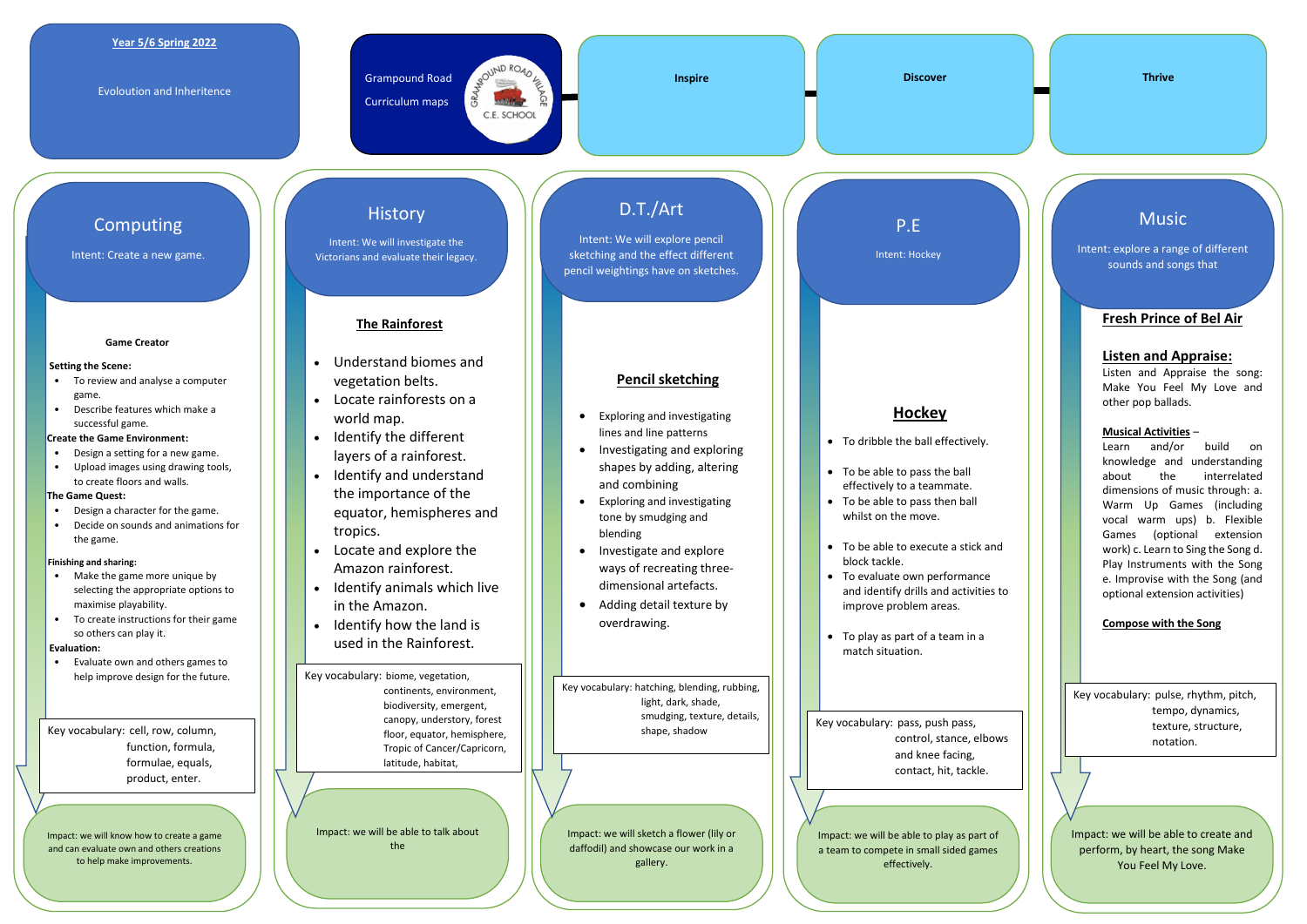**Year 5/6 Spring 2022**

Evoloution and Inheritence

Grampound Road Curriculum maps

GRAMPOUND ROAD VILLAGE C.E. SCHOOL

Inspire

Discover

Thrive

## Computing

Intent: Create a new game.

**Game Creator**

**Setting the Scene:**

- To review and analyse a computer game.
- Describe features which make a successful game.

**Create the Game Environment:**

- Design a setting for a new game.
- Upload images using drawing tools, to create floors and walls.

**The Game Quest:**

- Design a character for the game.
- Decide on sounds and animations for the game.

**Finishing and sharing:**

- Make the game more unique by selecting the appropriate options to maximise playability.
- To create instructions for their game so others can play it.

**Evaluation:**

- Evaluate own and others games to help improve design for the future.

Key vocabulary: cell, row, column, function, formula, formulae, equals, product, enter.

Impact: we will know how to create a game and can evaluate own and others creations to help make improvements.

## History

Intent: We will investigate the Victorians and evaluate their legacy.

**The Rainforest**

- Understand biomes and vegetation belts.
- Locate rainforests on a world map.
- Identify the different layers of a rainforest.
- Identify and understand the importance of the equator, hemispheres and tropics.
- Locate and explore the Amazon rainforest.
- Identify animals which live in the Amazon.
- Identify how the land is used in the Rainforest.

Key vocabulary: biome, vegetation, continents, environment, biodiversity, emergent, canopy, understory, forest floor, equator, hemisphere, Tropic of Cancer/Capricorn, latitude, habitat,

Impact: we will be able to talk about the

## D.T./Art

Intent: We will explore pencil sketching and the effect different pencil weightings have on sketches.

**Pencil sketching**

- Exploring and investigating lines and line patterns
- Investigating and exploring shapes by adding, altering and combining
- Exploring and investigating tone by smudging and blending
- Investigate and explore ways of recreating three-dimensional artefacts.
- Adding detail texture by overdrawing.

Key vocabulary: hatching, blending, rubbing, light, dark, shade, smudging, texture, details, shape, shadow

Impact: we will sketch a flower (lily or daffodil) and showcase our work in a gallery.

## P.E

Intent: Hockey

**Hockey**

- To dribble the ball effectively.
- To be able to pass the ball effectively to a teammate.
- To be able to pass then ball whilst on the move.
- To be able to execute a stick and block tackle.
- To evaluate own performance and identify drills and activities to improve problem areas.
- To play as part of a team in a match situation.

Key vocabulary: pass, push pass, control, stance, elbows and knee facing, contact, hit, tackle.

Impact: we will be able to play as part of a team to compete in small sided games effectively.

## Music

Intent: explore a range of different sounds and songs that

**Fresh Prince of Bel Air**

**Listen and Appraise:**

Listen and Appraise the song: Make You Feel My Love and other pop ballads.

**Musical Activities** – Learn and/or build on knowledge and understanding about the interrelated dimensions of music through: a. Warm Up Games (including vocal warm ups) b. Flexible Games (optional extension work) c. Learn to Sing the Song d. Play Instruments with the Song e. Improvise with the Song (and optional extension activities)

**Compose with the Song**

Key vocabulary: pulse, rhythm, pitch, tempo, dynamics, texture, structure, notation.

Impact: we will be able to create and perform, by heart, the song Make You Feel My Love.